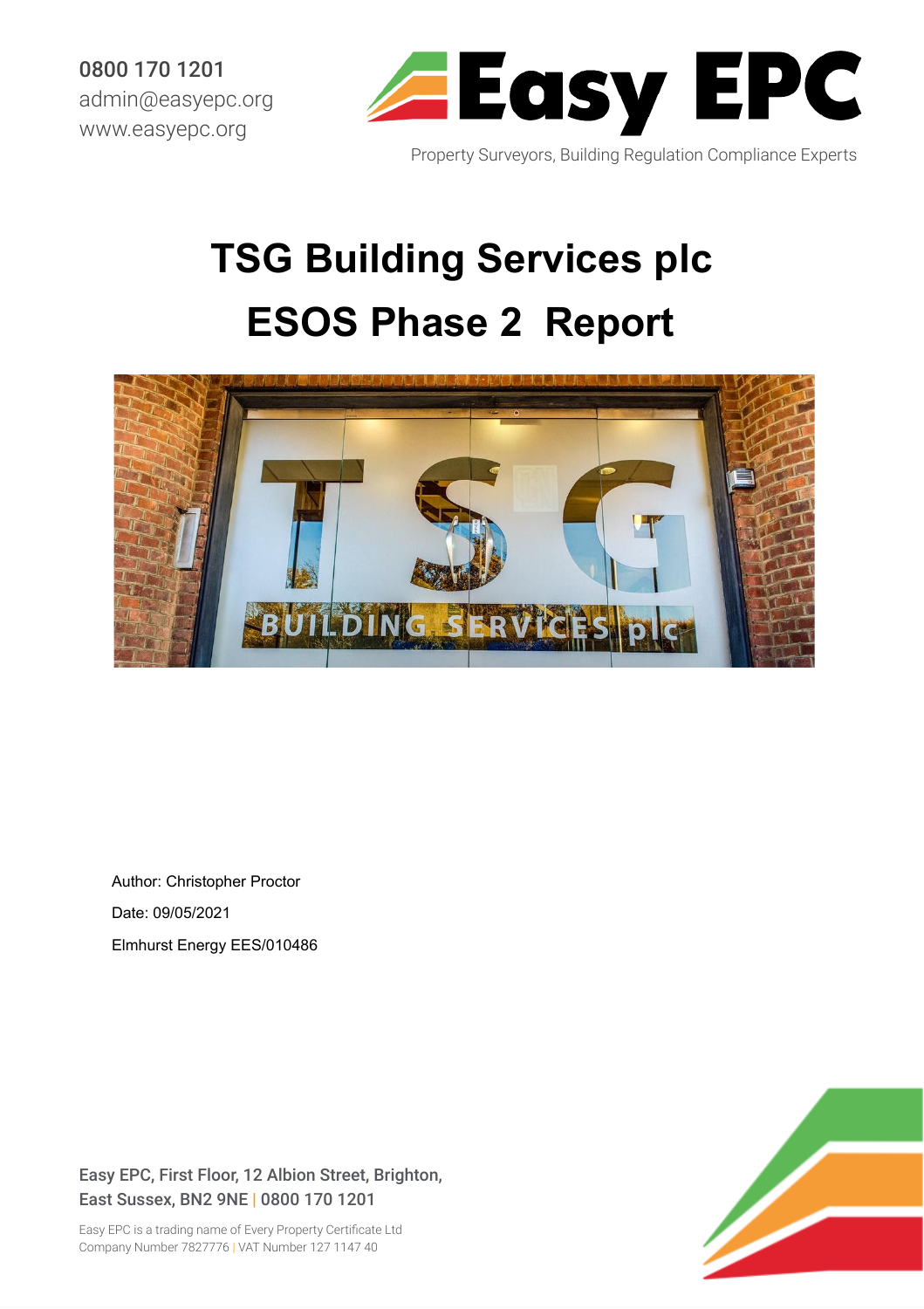0800 170 1201
admin@easyepc.org
www.easyepc.org

Easy EPC

Property Surveyors, Building Regulation Compliance Experts

# TSG Building Services plc
# ESOS Phase 2 Report

Author: Christopher Proctor

Date: 09/05/2021

Elmhurst Energy EES/010486

Easy EPC, First Floor, 12 Albion Street, Brighton, East Sussex, BN2 9NE | 0800 170 1201

Easy EPC is a trading name of Every Property Certificate Ltd
Company Number 7827776 | VAT Number 127 1147 40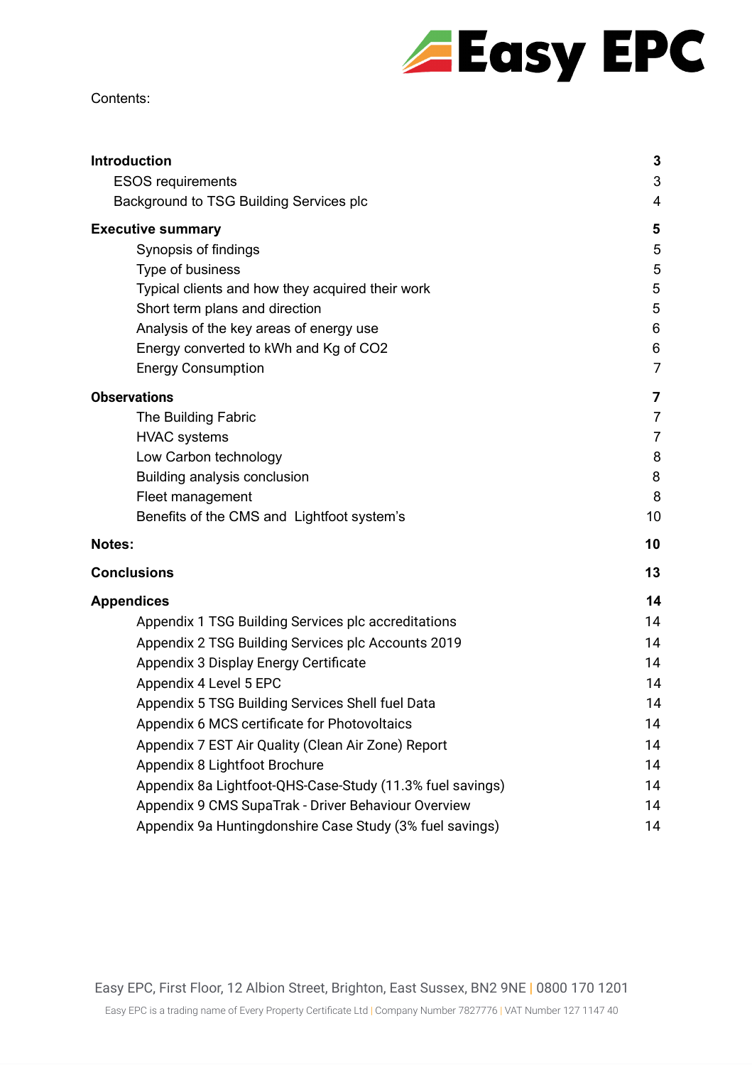Contents:

| | |
|---|---|
| **Introduction** | **3** |
| ESOS requirements | 3 |
| Background to TSG Building Services plc | 4 |
| **Executive summary** | **5** |
| Synopsis of findings | 5 |
| Type of business | 5 |
| Typical clients and how they acquired their work | 5 |
| Short term plans and direction | 5 |
| Analysis of the key areas of energy use | 6 |
| Energy converted to kWh and Kg of CO2 | 6 |
| Energy Consumption | 7 |
| **Observations** | **7** |
| The Building Fabric | 7 |
| HVAC systems | 7 |
| Low Carbon technology | 8 |
| Building analysis conclusion | 8 |
| Fleet management | 8 |
| Benefits of the CMS and Lightfoot system's | 10 |
| **Notes:** | **10** |
| **Conclusions** | **13** |
| **Appendices** | **14** |
| Appendix 1 TSG Building Services plc accreditations | 14 |
| Appendix 2 TSG Building Services plc Accounts 2019 | 14 |
| Appendix 3 Display Energy Certificate | 14 |
| Appendix 4 Level 5 EPC | 14 |
| Appendix 5 TSG Building Services Shell fuel Data | 14 |
| Appendix 6 MCS certificate for Photovoltaics | 14 |
| Appendix 7 EST Air Quality (Clean Air Zone) Report | 14 |
| Appendix 8 Lightfoot Brochure | 14 |
| Appendix 8a Lightfoot-QHS-Case-Study (11.3% fuel savings) | 14 |
| Appendix 9 CMS SupaTrak - Driver Behaviour Overview | 14 |
| Appendix 9a Huntingdonshire Case Study (3% fuel savings) | 14 |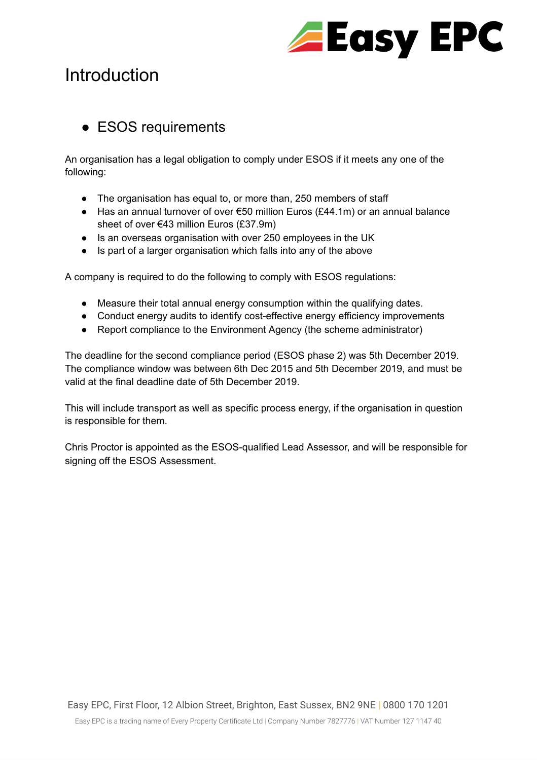# Introduction

- ## ESOS requirements

An organisation has a legal obligation to comply under ESOS if it meets any one of the following:

- The organisation has equal to, or more than, 250 members of staff
- Has an annual turnover of over €50 million Euros (£44.1m) or an annual balance sheet of over €43 million Euros (£37.9m)
- Is an overseas organisation with over 250 employees in the UK
- Is part of a larger organisation which falls into any of the above

A company is required to do the following to comply with ESOS regulations:

- Measure their total annual energy consumption within the qualifying dates.
- Conduct energy audits to identify cost-effective energy efficiency improvements
- Report compliance to the Environment Agency (the scheme administrator)

The deadline for the second compliance period (ESOS phase 2) was 5th December 2019. The compliance window was between 6th Dec 2015 and 5th December 2019, and must be valid at the final deadline date of 5th December 2019.

This will include transport as well as specific process energy, if the organisation in question is responsible for them.

Chris Proctor is appointed as the ESOS-qualified Lead Assessor, and will be responsible for signing off the ESOS Assessment.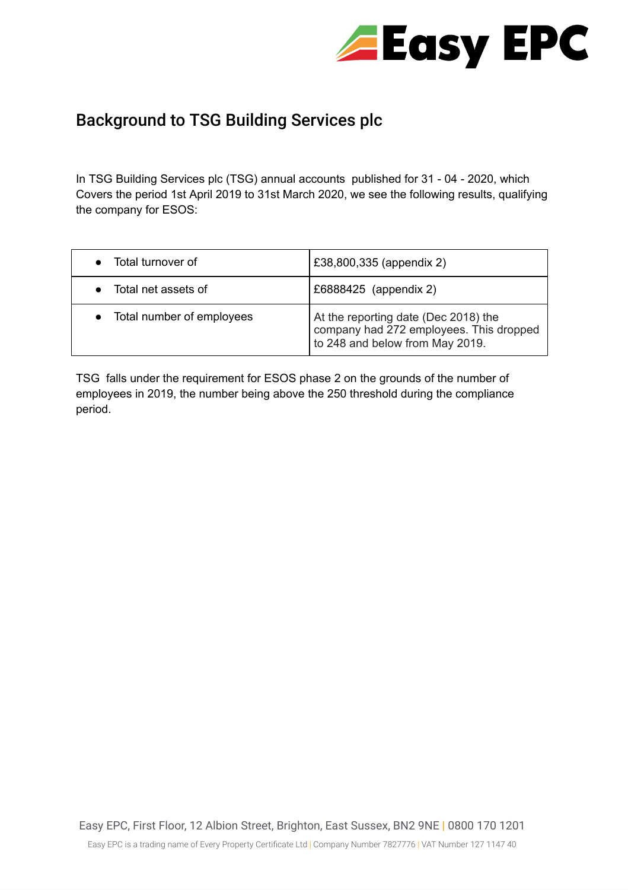## Background to TSG Building Services plc

In TSG Building Services plc (TSG) annual accounts  published for 31 - 04 - 2020, which Covers the period 1st April 2019 to 31st March 2020, we see the following results, qualifying the company for ESOS:

| | |
|---|---|
| • Total turnover of | £38,800,335 (appendix 2) |
| • Total net assets of | £6888425  (appendix 2) |
| • Total number of employees | At the reporting date (Dec 2018) the company had 272 employees. This dropped to 248 and below from May 2019. |

TSG  falls under the requirement for ESOS phase 2 on the grounds of the number of employees in 2019, the number being above the 250 threshold during the compliance period.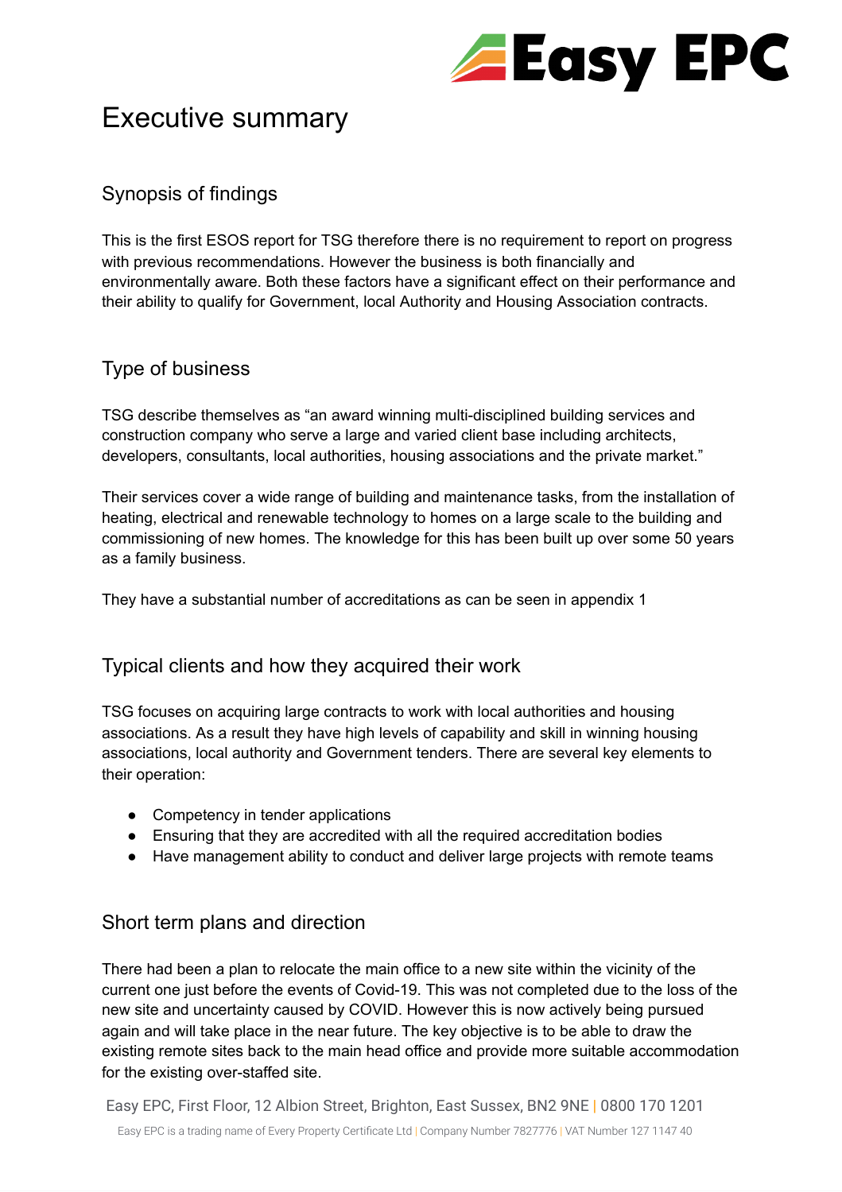# Executive summary

## Synopsis of findings

This is the first ESOS report for TSG therefore there is no requirement to report on progress with previous recommendations. However the business is both financially and environmentally aware. Both these factors have a significant effect on their performance and their ability to qualify for Government, local Authority and Housing Association contracts.

## Type of business

TSG describe themselves as "an award winning multi-disciplined building services and construction company who serve a large and varied client base including architects, developers, consultants, local authorities, housing associations and the private market."

Their services cover a wide range of building and maintenance tasks, from the installation of heating, electrical and renewable technology to homes on a large scale to the building and commissioning of new homes. The knowledge for this has been built up over some 50 years as a family business.

They have a substantial number of accreditations as can be seen in appendix 1

## Typical clients and how they acquired their work

TSG focuses on acquiring large contracts to work with local authorities and housing associations. As a result they have high levels of capability and skill in winning housing associations, local authority and Government tenders. There are several key elements to their operation:

- Competency in tender applications
- Ensuring that they are accredited with all the required accreditation bodies
- Have management ability to conduct and deliver large projects with remote teams

## Short term plans and direction

There had been a plan to relocate the main office to a new site within the vicinity of the current one just before the events of Covid-19. This was not completed due to the loss of the new site and uncertainty caused by COVID. However this is now actively being pursued again and will take place in the near future. The key objective is to be able to draw the existing remote sites back to the main head office and provide more suitable accommodation for the existing over-staffed site.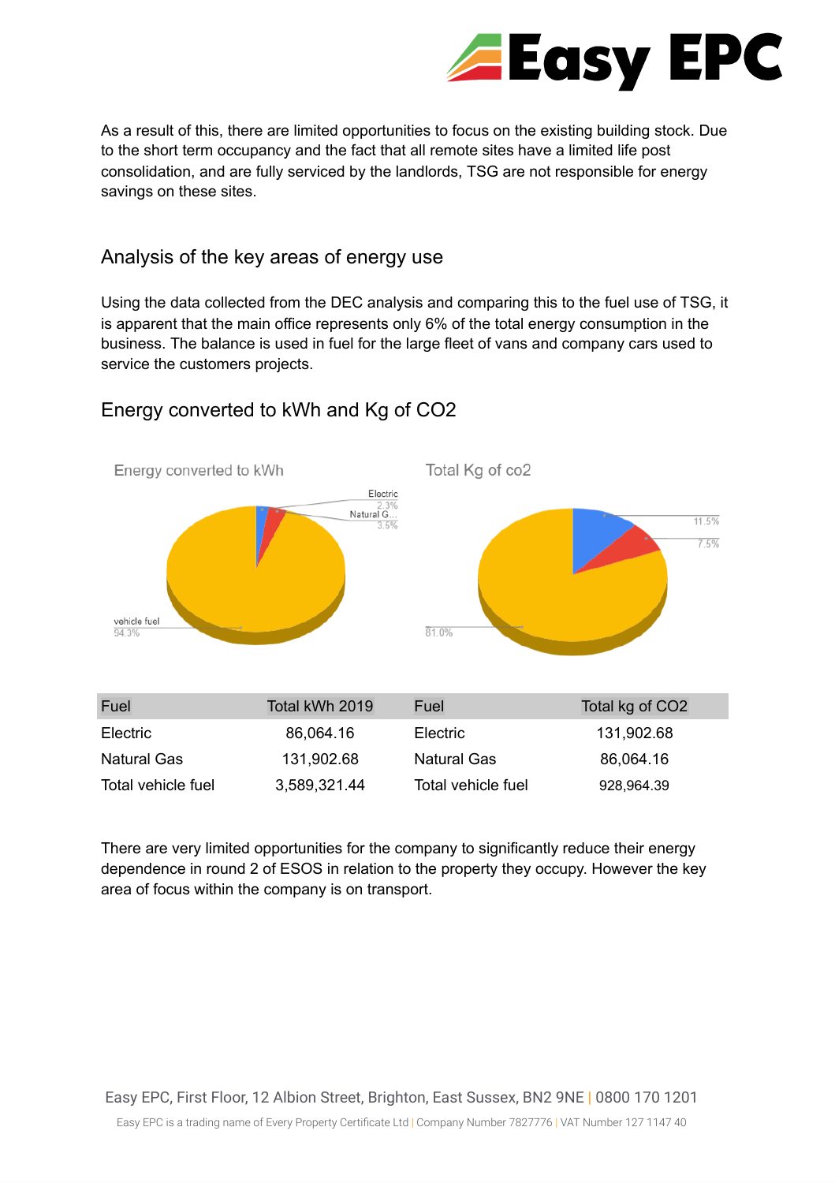As a result of this, there are limited opportunities to focus on the existing building stock. Due to the short term occupancy and the fact that all remote sites have a limited life post consolidation, and are fully serviced by the landlords, TSG are not responsible for energy savings on these sites.

## Analysis of the key areas of energy use

Using the data collected from the DEC analysis and comparing this to the fuel use of TSG, it is apparent that the main office represents only 6% of the total energy consumption in the business. The balance is used in fuel for the large fleet of vans and company cars used to service the customers projects.

## Energy converted to kWh and Kg of $CO_2$

Energy converted to kWh

Electric 2.3%
Natural G... 3.5%
vehicle fuel 94.3%

Total Kg of co2

11.5%
7.5%
81.0%

| Fuel | Total kWh 2019 | Fuel | Total kg of CO2 |
|---|---|---|---|
| Electric | 86,064.16 | Electric | 131,902.68 |
| Natural Gas | 131,902.68 | Natural Gas | 86,064.16 |
| Total vehicle fuel | 3,589,321.44 | Total vehicle fuel | 928,964.39 |

There are very limited opportunities for the company to significantly reduce their energy dependence in round 2 of ESOS in relation to the property they occupy. However the key area of focus within the company is on transport.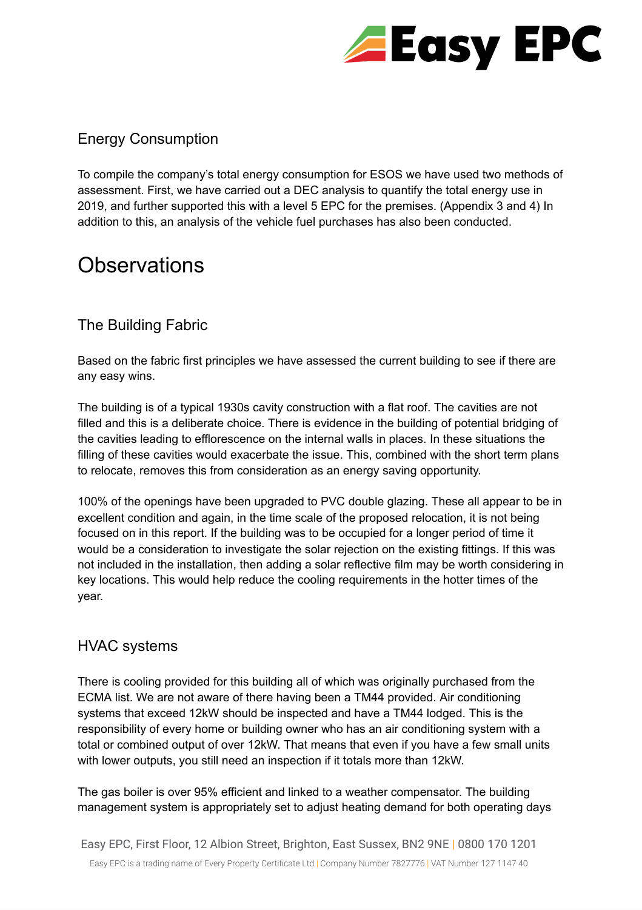## Energy Consumption

To compile the company's total energy consumption for ESOS we have used two methods of assessment. First, we have carried out a DEC analysis to quantify the total energy use in 2019, and further supported this with a level 5 EPC for the premises. (Appendix 3 and 4) In addition to this, an analysis of the vehicle fuel purchases has also been conducted.

# Observations

## The Building Fabric

Based on the fabric first principles we have assessed the current building to see if there are any easy wins.

The building is of a typical 1930s cavity construction with a flat roof. The cavities are not filled and this is a deliberate choice. There is evidence in the building of potential bridging of the cavities leading to efflorescence on the internal walls in places. In these situations the filling of these cavities would exacerbate the issue. This, combined with the short term plans to relocate, removes this from consideration as an energy saving opportunity.

100% of the openings have been upgraded to PVC double glazing. These all appear to be in excellent condition and again, in the time scale of the proposed relocation, it is not being focused on in this report. If the building was to be occupied for a longer period of time it would be a consideration to investigate the solar rejection on the existing fittings. If this was not included in the installation, then adding a solar reflective film may be worth considering in key locations. This would help reduce the cooling requirements in the hotter times of the year.

## HVAC systems

There is cooling provided for this building all of which was originally purchased from the ECMA list. We are not aware of there having been a TM44 provided. Air conditioning systems that exceed 12kW should be inspected and have a TM44 lodged. This is the responsibility of every home or building owner who has an air conditioning system with a total or combined output of over 12kW. That means that even if you have a few small units with lower outputs, you still need an inspection if it totals more than 12kW.

The gas boiler is over 95% efficient and linked to a weather compensator. The building management system is appropriately set to adjust heating demand for both operating days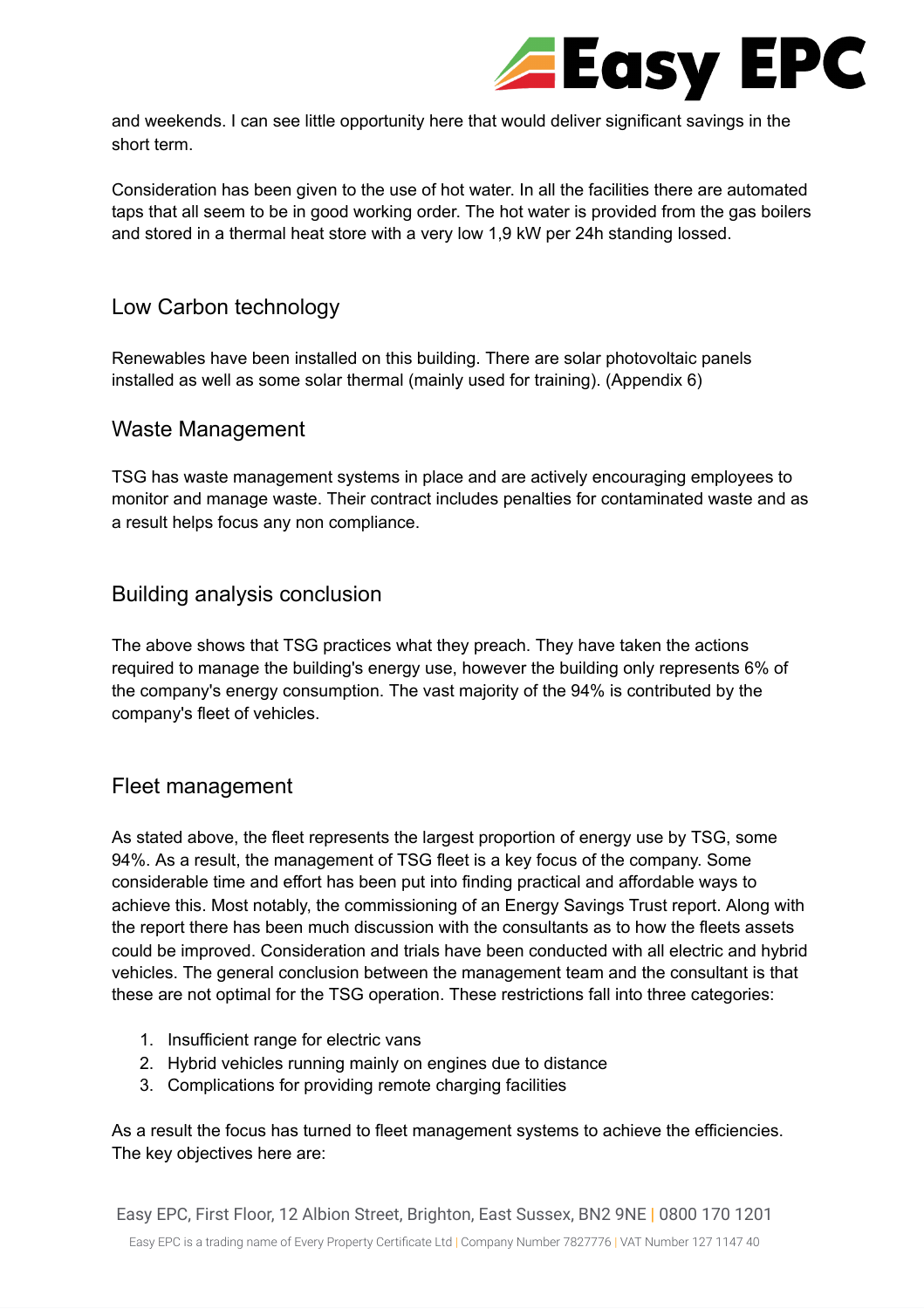and weekends. I can see little opportunity here that would deliver significant savings in the short term.

Consideration has been given to the use of hot water. In all the facilities there are automated taps that all seem to be in good working order. The hot water is provided from the gas boilers and stored in a thermal heat store with a very low 1,9 kW per 24h standing lossed.

## Low Carbon technology

Renewables have been installed on this building. There are solar photovoltaic panels installed as well as some solar thermal (mainly used for training). (Appendix 6)

## Waste Management

TSG has waste management systems in place and are actively encouraging employees to monitor and manage waste. Their contract includes penalties for contaminated waste and as a result helps focus any non compliance.

## Building analysis conclusion

The above shows that TSG practices what they preach. They have taken the actions required to manage the building's energy use, however the building only represents 6% of the company's energy consumption. The vast majority of the 94% is contributed by the company's fleet of vehicles.

## Fleet management

As stated above, the fleet represents the largest proportion of energy use by TSG, some 94%. As a result, the management of TSG fleet is a key focus of the company. Some considerable time and effort has been put into finding practical and affordable ways to achieve this. Most notably, the commissioning of an Energy Savings Trust report. Along with the report there has been much discussion with the consultants as to how the fleets assets could be improved. Consideration and trials have been conducted with all electric and hybrid vehicles. The general conclusion between the management team and the consultant is that these are not optimal for the TSG operation. These restrictions fall into three categories:

1. Insufficient range for electric vans
2. Hybrid vehicles running mainly on engines due to distance
3. Complications for providing remote charging facilities

As a result the focus has turned to fleet management systems to achieve the efficiencies. The key objectives here are: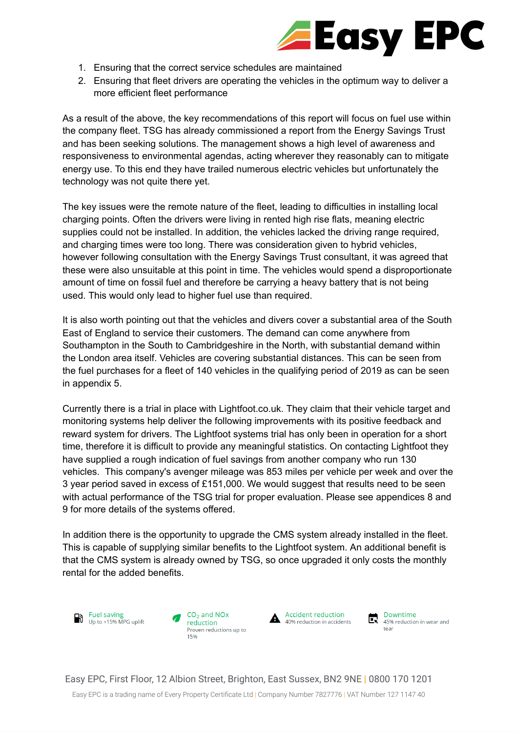1. Ensuring that the correct service schedules are maintained
2. Ensuring that fleet drivers are operating the vehicles in the optimum way to deliver a more efficient fleet performance

As a result of the above, the key recommendations of this report will focus on fuel use within the company fleet. TSG has already commissioned a report from the Energy Savings Trust and has been seeking solutions. The management shows a high level of awareness and responsiveness to environmental agendas, acting wherever they reasonably can to mitigate energy use. To this end they have trailed numerous electric vehicles but unfortunately the technology was not quite there yet.

The key issues were the remote nature of the fleet, leading to difficulties in installing local charging points. Often the drivers were living in rented high rise flats, meaning electric supplies could not be installed. In addition, the vehicles lacked the driving range required, and charging times were too long. There was consideration given to hybrid vehicles, however following consultation with the Energy Savings Trust consultant, it was agreed that these were also unsuitable at this point in time. The vehicles would spend a disproportionate amount of time on fossil fuel and therefore be carrying a heavy battery that is not being used. This would only lead to higher fuel use than required.

It is also worth pointing out that the vehicles and divers cover a substantial area of the South East of England to service their customers. The demand can come anywhere from Southampton in the South to Cambridgeshire in the North, with substantial demand within the London area itself. Vehicles are covering substantial distances. This can be seen from the fuel purchases for a fleet of 140 vehicles in the qualifying period of 2019 as can be seen in appendix 5.

Currently there is a trial in place with Lightfoot.co.uk. They claim that their vehicle target and monitoring systems help deliver the following improvements with its positive feedback and reward system for drivers. The Lightfoot systems trial has only been in operation for a short time, therefore it is difficult to provide any meaningful statistics. On contacting Lightfoot they have supplied a rough indication of fuel savings from another company who run 130 vehicles. This company's avenger mileage was 853 miles per vehicle per week and over the 3 year period saved in excess of £151,000. We would suggest that results need to be seen with actual performance of the TSG trial for proper evaluation. Please see appendices 8 and 9 for more details of the systems offered.

In addition there is the opportunity to upgrade the CMS system already installed in the fleet. This is capable of supplying similar benefits to the Lightfoot system. An additional benefit is that the CMS system is already owned by TSG, so once upgraded it only costs the monthly rental for the added benefits.

| Fuel saving | $CO_2$ and NOx reduction | Accident reduction | Downtime |
|---|---|---|---|
| Up to +15% MPG uplift | Proven reductions up to 15% | 40% reduction in accidents | 45% reduction in wear and tear |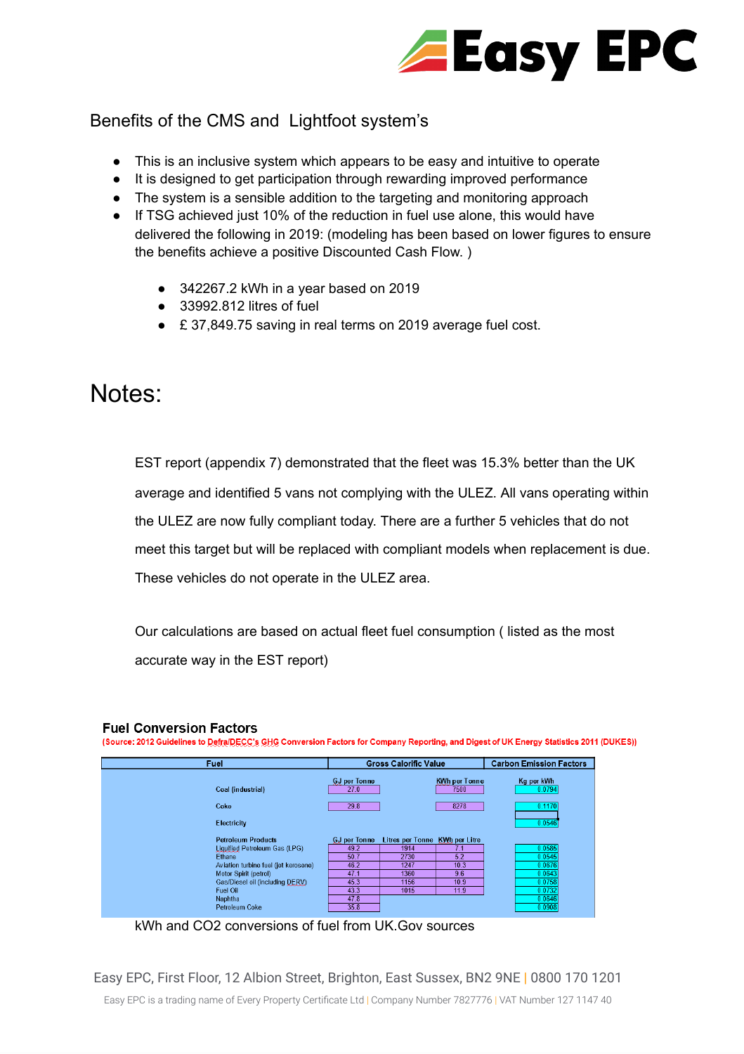Benefits of the CMS and Lightfoot system's

- This is an inclusive system which appears to be easy and intuitive to operate
- It is designed to get participation through rewarding improved performance
- The system is a sensible addition to the targeting and monitoring approach
- If TSG achieved just 10% of the reduction in fuel use alone, this would have delivered the following in 2019: (modeling has been based on lower figures to ensure the benefits achieve a positive Discounted Cash Flow. )
  - 342267.2 kWh in a year based on 2019
  - 33992.812 litres of fuel
  - £ 37,849.75 saving in real terms on 2019 average fuel cost.

# Notes:

EST report (appendix 7) demonstrated that the fleet was 15.3% better than the UK average and identified 5 vans not complying with the ULEZ. All vans operating within the ULEZ are now fully compliant today. There are a further 5 vehicles that do not meet this target but will be replaced with compliant models when replacement is due. These vehicles do not operate in the ULEZ area.

Our calculations are based on actual fleet fuel consumption ( listed as the most accurate way in the EST report)

**Fuel Conversion Factors**

(Source: 2012 Guidelines to Defra/DECC's GHG Conversion Factors for Company Reporting, and Digest of UK Energy Statistics 2011 (DUKES))

| Fuel | Gross Calorific Value | | | Carbon Emission Factors |
|---|---|---|---|---|
| | GJ per Tonne | | KWh per Tonne | Kg per kWh |
| Coal (industrial) | 27.0 | | 7500 | 0.0794 |
| Coke | 29.8 | | 8278 | 0.1170 |
| Electricity | | | | 0.0546 |
| Petroleum Products | GJ per Tonne | Litres per Tonne | KWh per Litre | |
| Liquified Petroleum Gas (LPG) | 49.2 | 1914 | 7.1 | 0.0585 |
| Ethane | 50.7 | 2730 | 5.2 | 0.0545 |
| Aviation turbine fuel (jet kerosene) | 46.2 | 1247 | 10.3 | 0.0676 |
| Motor Spirit (petrol) | 47.1 | 1360 | 9.6 | 0.0643 |
| Gas/Diesel oil (including DERV) | 45.3 | 1156 | 10.9 | 0.0758 |
| Fuel Oil | 43.3 | 1015 | 11.9 | 0.0732 |
| Naphtha | 47.8 | | | 0.0646 |
| Petroleum Coke | 35.8 | | | 0.0908 |

kWh and CO2 conversions of fuel from UK.Gov sources

Easy EPC, First Floor, 12 Albion Street, Brighton, East Sussex, BN2 9NE | 0800 170 1201

Easy EPC is a trading name of Every Property Certificate Ltd | Company Number 7827776 | VAT Number 127 1147 40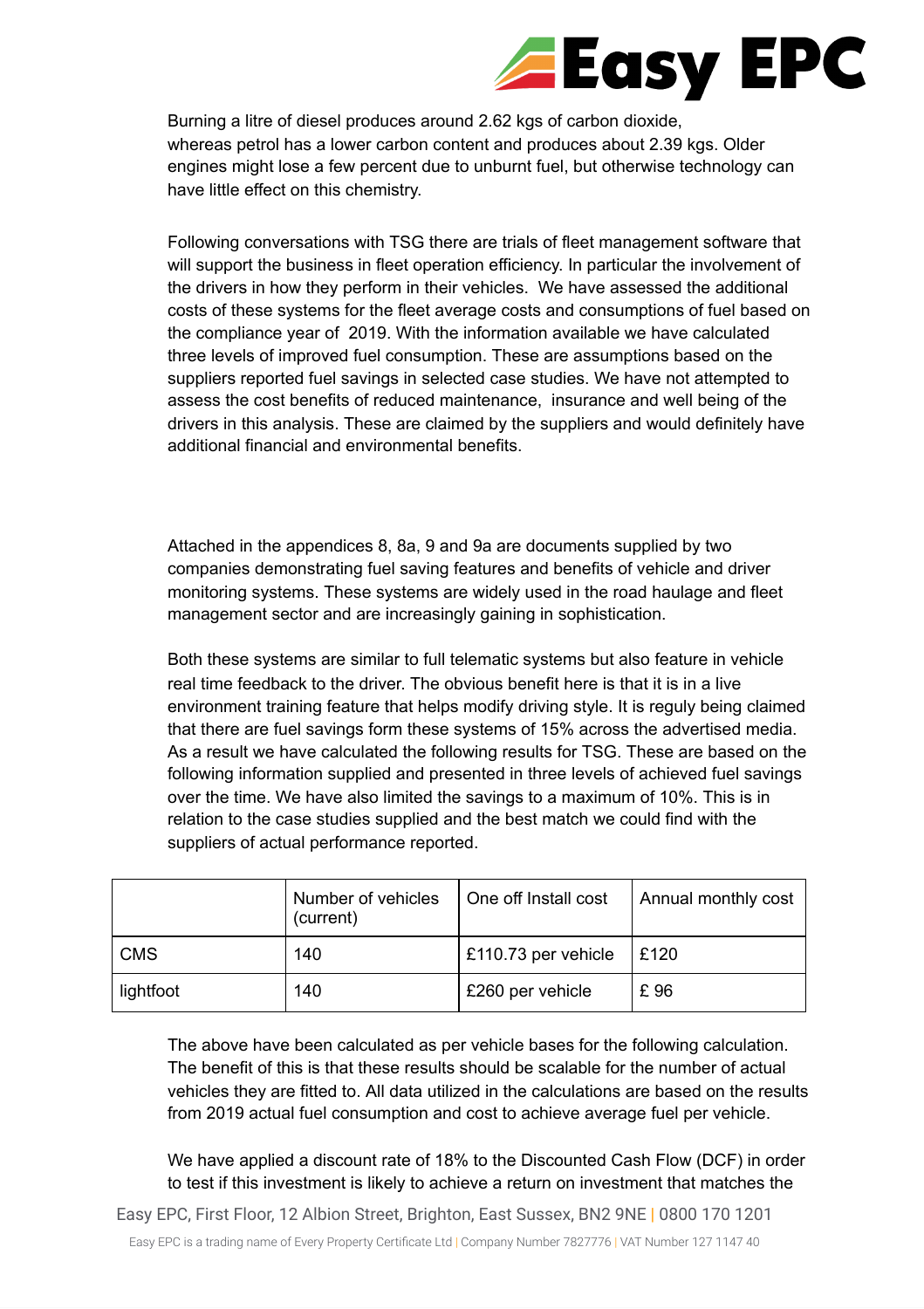Burning a litre of diesel produces around 2.62 kgs of carbon dioxide, whereas petrol has a lower carbon content and produces about 2.39 kgs. Older engines might lose a few percent due to unburnt fuel, but otherwise technology can have little effect on this chemistry.

Following conversations with TSG there are trials of fleet management software that will support the business in fleet operation efficiency. In particular the involvement of the drivers in how they perform in their vehicles.  We have assessed the additional costs of these systems for the fleet average costs and consumptions of fuel based on the compliance year of  2019. With the information available we have calculated three levels of improved fuel consumption. These are assumptions based on the suppliers reported fuel savings in selected case studies. We have not attempted to assess the cost benefits of reduced maintenance,  insurance and well being of the drivers in this analysis. These are claimed by the suppliers and would definitely have additional financial and environmental benefits.

Attached in the appendices 8, 8a, 9 and 9a are documents supplied by two companies demonstrating fuel saving features and benefits of vehicle and driver monitoring systems. These systems are widely used in the road haulage and fleet management sector and are increasingly gaining in sophistication.

Both these systems are similar to full telematic systems but also feature in vehicle real time feedback to the driver. The obvious benefit here is that it is in a live environment training feature that helps modify driving style. It is reguly being claimed that there are fuel savings form these systems of 15% across the advertised media. As a result we have calculated the following results for TSG. These are based on the following information supplied and presented in three levels of achieved fuel savings over the time. We have also limited the savings to a maximum of 10%. This is in relation to the case studies supplied and the best match we could find with the suppliers of actual performance reported.

| | Number of vehicles (current) | One off Install cost | Annual monthly cost |
|---|---|---|---|
| CMS | 140 | £110.73 per vehicle | £120 |
| lightfoot | 140 | £260 per vehicle | £ 96 |

The above have been calculated as per vehicle bases for the following calculation. The benefit of this is that these results should be scalable for the number of actual vehicles they are fitted to. All data utilized in the calculations are based on the results from 2019 actual fuel consumption and cost to achieve average fuel per vehicle.

We have applied a discount rate of 18% to the Discounted Cash Flow (DCF) in order to test if this investment is likely to achieve a return on investment that matches the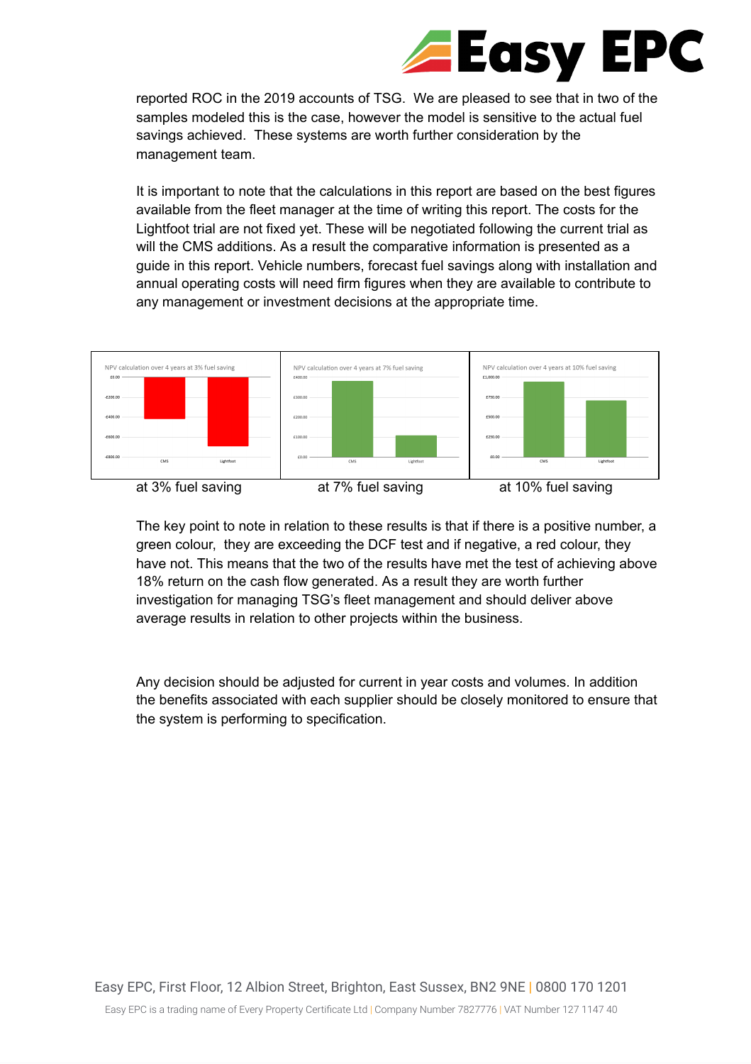reported ROC in the 2019 accounts of TSG. We are pleased to see that in two of the samples modeled this is the case, however the model is sensitive to the actual fuel savings achieved. These systems are worth further consideration by the management team.

It is important to note that the calculations in this report are based on the best figures available from the fleet manager at the time of writing this report. The costs for the Lightfoot trial are not fixed yet. These will be negotiated following the current trial as will the CMS additions. As a result the comparative information is presented as a guide in this report. Vehicle numbers, forecast fuel savings along with installation and annual operating costs will need firm figures when they are available to contribute to any management or investment decisions at the appropriate time.

NPV calculation over 4 years at 3% fuel saving

at 3% fuel saving

NPV calculation over 4 years at 7% fuel saving

at 7% fuel saving

NPV calculation over 4 years at 10% fuel saving

at 10% fuel saving

The key point to note in relation to these results is that if there is a positive number, a green colour, they are exceeding the DCF test and if negative, a red colour, they have not. This means that the two of the results have met the test of achieving above 18% return on the cash flow generated. As a result they are worth further investigation for managing TSG's fleet management and should deliver above average results in relation to other projects within the business.

Any decision should be adjusted for current in year costs and volumes. In addition the benefits associated with each supplier should be closely monitored to ensure that the system is performing to specification.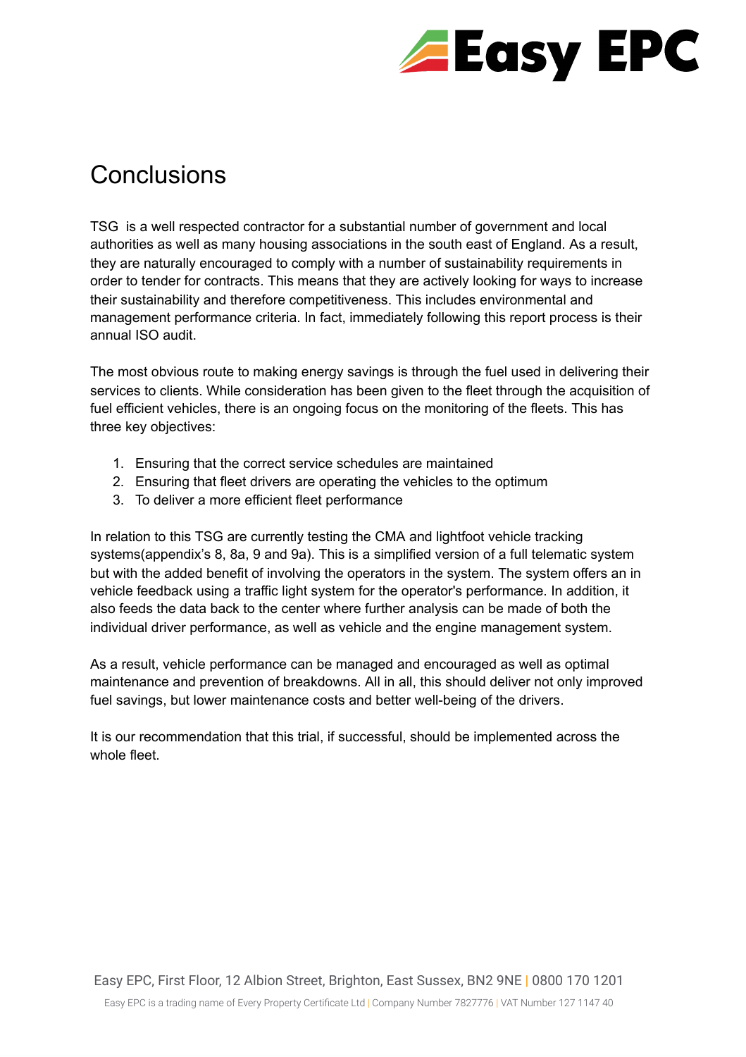# Conclusions

TSG  is a well respected contractor for a substantial number of government and local authorities as well as many housing associations in the south east of England. As a result, they are naturally encouraged to comply with a number of sustainability requirements in order to tender for contracts. This means that they are actively looking for ways to increase their sustainability and therefore competitiveness. This includes environmental and management performance criteria. In fact, immediately following this report process is their annual ISO audit.

The most obvious route to making energy savings is through the fuel used in delivering their services to clients. While consideration has been given to the fleet through the acquisition of fuel efficient vehicles, there is an ongoing focus on the monitoring of the fleets. This has three key objectives:

1. Ensuring that the correct service schedules are maintained
2. Ensuring that fleet drivers are operating the vehicles to the optimum
3. To deliver a more efficient fleet performance

In relation to this TSG are currently testing the CMA and lightfoot vehicle tracking systems(appendix's 8, 8a, 9 and 9a). This is a simplified version of a full telematic system but with the added benefit of involving the operators in the system. The system offers an in vehicle feedback using a traffic light system for the operator's performance. In addition, it also feeds the data back to the center where further analysis can be made of both the individual driver performance, as well as vehicle and the engine management system.

As a result, vehicle performance can be managed and encouraged as well as optimal maintenance and prevention of breakdowns. All in all, this should deliver not only improved fuel savings, but lower maintenance costs and better well-being of the drivers.

It is our recommendation that this trial, if successful, should be implemented across the whole fleet.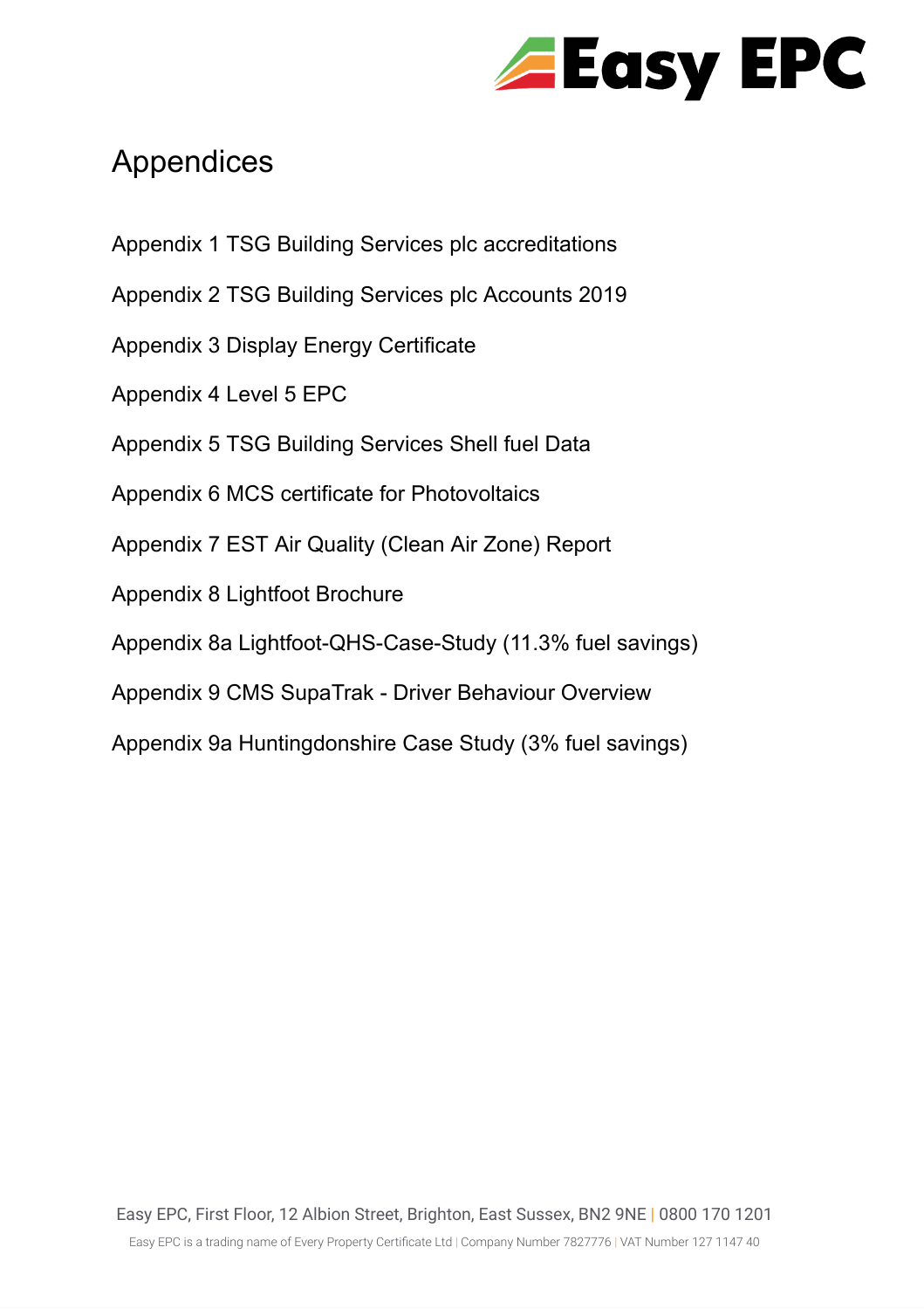# Appendices

Appendix 1 TSG Building Services plc accreditations

Appendix 2 TSG Building Services plc Accounts 2019

Appendix 3 Display Energy Certificate

Appendix 4 Level 5 EPC

Appendix 5 TSG Building Services Shell fuel Data

Appendix 6 MCS certificate for Photovoltaics

Appendix 7 EST Air Quality (Clean Air Zone) Report

Appendix 8 Lightfoot Brochure

Appendix 8a Lightfoot-QHS-Case-Study (11.3% fuel savings)

Appendix 9 CMS SupaTrak - Driver Behaviour Overview

Appendix 9a Huntingdonshire Case Study (3% fuel savings)